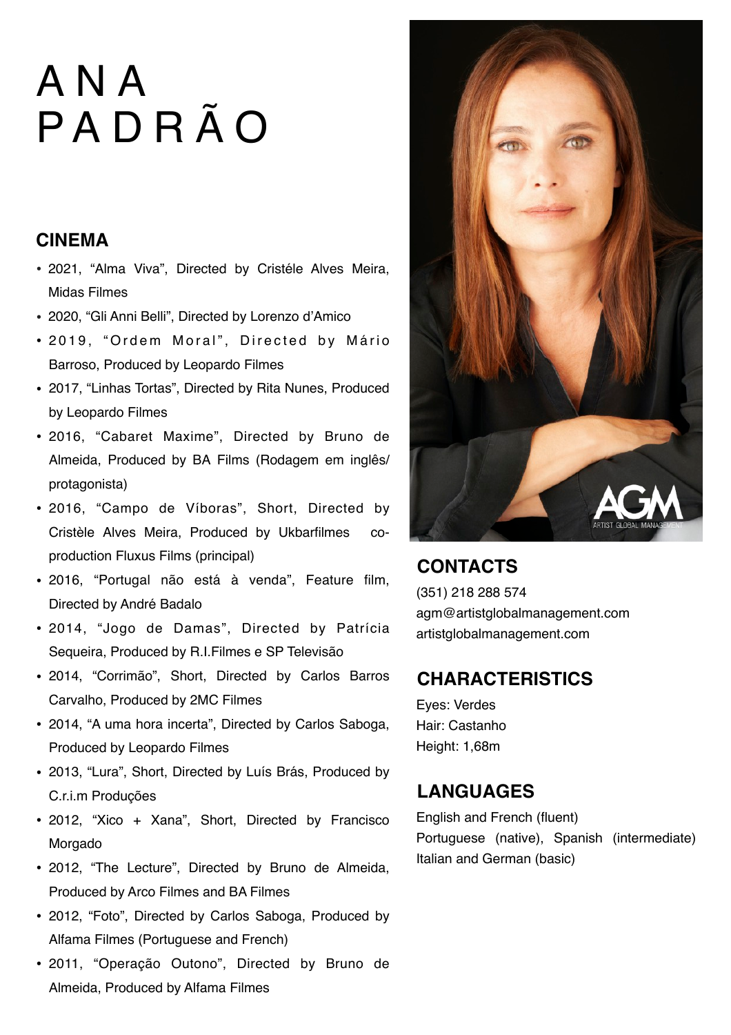# ANA PADRÃO

## CINEMA

- 2021, "Alma Viva", Directed by Cristéle Alves Meira, Midas Filmes
- 2020, "Gli Anni Belli", Directed by Lorenzo d'Amico
- 2019, "Ordem Moral", Directed by Mário Barroso, Produced by Leopardo Filmes
- 2017, "Linhas Tortas", Directed by Rita Nunes, Produced by Leopardo Filmes
- 2016, "Cabaret Maxime", Directed by Bruno de Almeida, Produced by BA Films (Rodagem em inglês/ protagonista)
- 2016, "Campo de Víboras", Short, Directed by Cristèle Alves Meira, Produced by Ukbarfilmes co-production Fluxus Films (principal)
- 2016, "Portugal não está à venda", Feature film, Directed by André Badalo
- 2014, "Jogo de Damas", Directed by Patrícia Sequeira, Produced by R.I.Filmes e SP Televisão
- 2014, "Corrimão", Short, Directed by Carlos Barros Carvalho, Produced by 2MC Filmes
- 2014, "A uma hora incerta", Directed by Carlos Saboga, Produced by Leopardo Filmes
- 2013, "Lura", Short, Directed by Luís Brás, Produced by C.r.i.m Produções
- 2012, "Xico + Xana", Short, Directed by Francisco Morgado
- 2012, "The Lecture", Directed by Bruno de Almeida, Produced by Arco Filmes and BA Filmes
- 2012, "Foto", Directed by Carlos Saboga, Produced by Alfama Filmes (Portuguese and French)
- 2011, "Operação Outono", Directed by Bruno de Almeida, Produced by Alfama Filmes

## CONTACTS

(351) 218 288 574
agm@artistglobalmanagement.com
artistglobalmanagement.com

## CHARACTERISTICS

Eyes: Verdes
Hair: Castanho
Height: 1,68m

## LANGUAGES

English and French (fluent)
Portuguese (native), Spanish (intermediate)
Italian and German (basic)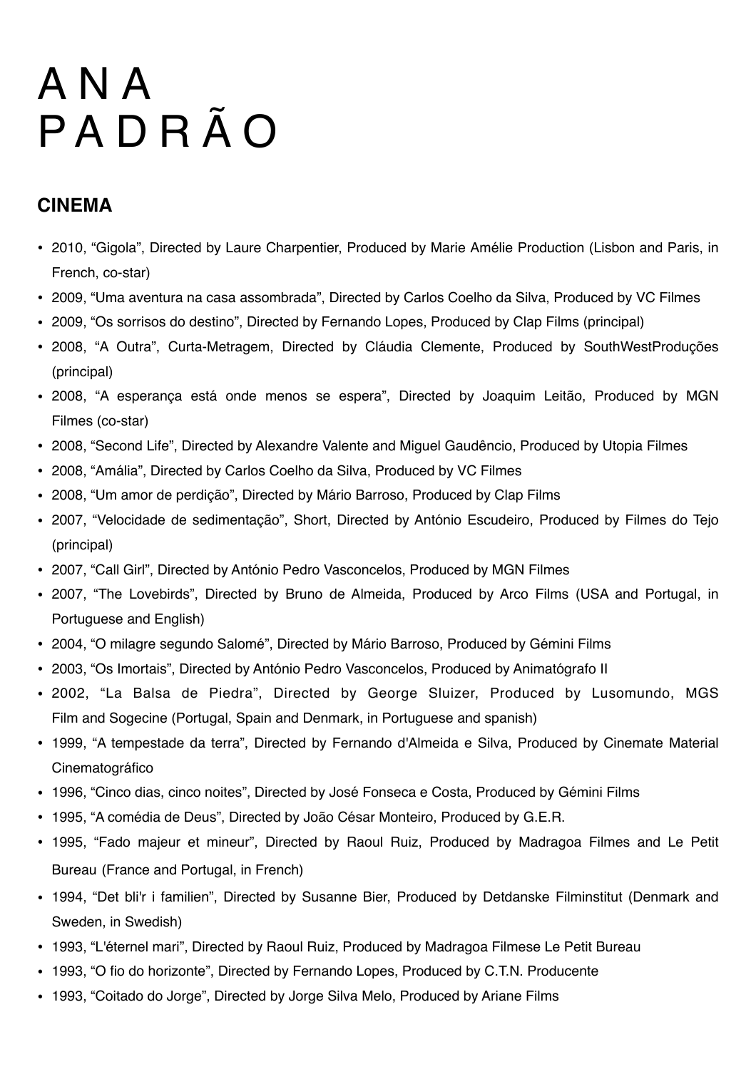# ANA PADRÃO

## CINEMA

- 2010, "Gigola", Directed by Laure Charpentier, Produced by Marie Amélie Production (Lisbon and Paris, in French, co-star)
- 2009, "Uma aventura na casa assombrada", Directed by Carlos Coelho da Silva, Produced by VC Filmes
- 2009, "Os sorrisos do destino", Directed by Fernando Lopes, Produced by Clap Films (principal)
- 2008, "A Outra", Curta-Metragem, Directed by Cláudia Clemente, Produced by SouthWestProduções (principal)
- 2008, "A esperança está onde menos se espera", Directed by Joaquim Leitão, Produced by MGN Filmes (co-star)
- 2008, "Second Life", Directed by Alexandre Valente and Miguel Gaudêncio, Produced by Utopia Filmes
- 2008, "Amália", Directed by Carlos Coelho da Silva, Produced by VC Filmes
- 2008, "Um amor de perdição", Directed by Mário Barroso, Produced by Clap Films
- 2007, "Velocidade de sedimentação", Short, Directed by António Escudeiro, Produced by Filmes do Tejo (principal)
- 2007, "Call Girl", Directed by António Pedro Vasconcelos, Produced by MGN Filmes
- 2007, "The Lovebirds", Directed by Bruno de Almeida, Produced by Arco Films (USA and Portugal, in Portuguese and English)
- 2004, "O milagre segundo Salomé", Directed by Mário Barroso, Produced by Gémini Films
- 2003, "Os Imortais", Directed by António Pedro Vasconcelos, Produced by Animatógrafo II
- 2002, "La Balsa de Piedra", Directed by George Sluizer, Produced by Lusomundo, MGS Film and Sogecine (Portugal, Spain and Denmark, in Portuguese and spanish)
- 1999, "A tempestade da terra", Directed by Fernando d'Almeida e Silva, Produced by Cinemate Material Cinematográfico
- 1996, "Cinco dias, cinco noites", Directed by José Fonseca e Costa, Produced by Gémini Films
- 1995, "A comédia de Deus", Directed by João César Monteiro, Produced by G.E.R.
- 1995, "Fado majeur et mineur", Directed by Raoul Ruiz, Produced by Madragoa Filmes and Le Petit Bureau (France and Portugal, in French)
- 1994, "Det bli'r i familien", Directed by Susanne Bier, Produced by Detdanske Filminstitut (Denmark and Sweden, in Swedish)
- 1993, "L'éternel mari", Directed by Raoul Ruiz, Produced by Madragoa Filmese Le Petit Bureau
- 1993, "O fio do horizonte", Directed by Fernando Lopes, Produced by C.T.N. Producente
- 1993, "Coitado do Jorge", Directed by Jorge Silva Melo, Produced by Ariane Films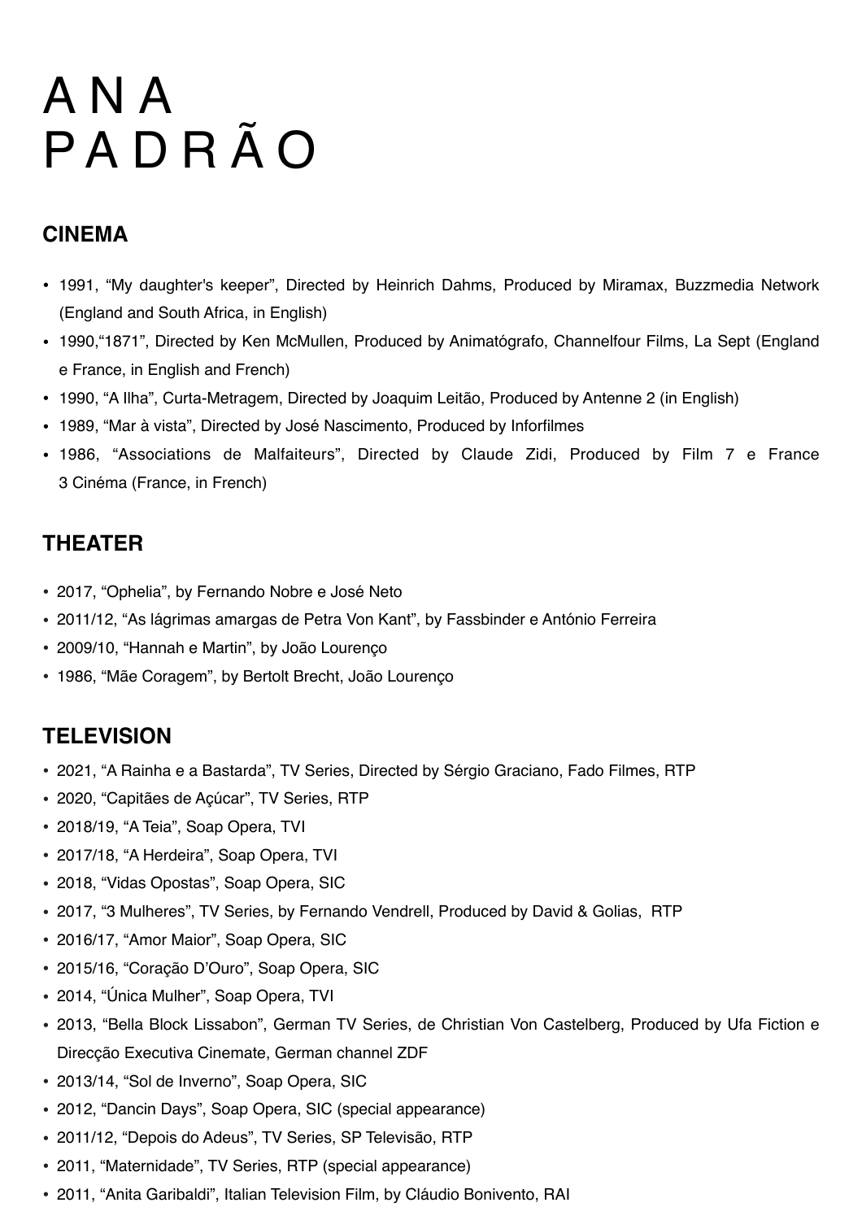# ANA PADRÃO

## CINEMA

- 1991, “My daughter's keeper”, Directed by Heinrich Dahms, Produced by Miramax, Buzzmedia Network (England and South Africa, in English)
- 1990,“1871”, Directed by Ken McMullen, Produced by Animatógrafo, Channelfour Films, La Sept (England e France, in English and French)
- 1990, “A Ilha”, Curta-Metragem, Directed by Joaquim Leitão, Produced by Antenne 2 (in English)
- 1989, “Mar à vista”, Directed by José Nascimento, Produced by Inforfilmes
- 1986, “Associations de Malfaiteurs”, Directed by Claude Zidi, Produced by Film 7 e France 3 Cinéma (France, in French)

## THEATER

- 2017, “Ophelia”, by Fernando Nobre e José Neto
- 2011/12, “As lágrimas amargas de Petra Von Kant”, by Fassbinder e António Ferreira
- 2009/10, “Hannah e Martin”, by João Lourenço
- 1986, “Mãe Coragem”, by Bertolt Brecht, João Lourenço

## TELEVISION

- 2021, “A Rainha e a Bastarda”, TV Series, Directed by Sérgio Graciano, Fado Filmes, RTP
- 2020, “Capitães de Açúcar”, TV Series, RTP
- 2018/19, “A Teia”, Soap Opera, TVI
- 2017/18, “A Herdeira”, Soap Opera, TVI
- 2018, “Vidas Opostas”, Soap Opera, SIC
- 2017, “3 Mulheres”, TV Series, by Fernando Vendrell, Produced by David & Golias, RTP
- 2016/17, “Amor Maior”, Soap Opera, SIC
- 2015/16, “Coração D’Ouro”, Soap Opera, SIC
- 2014, “Única Mulher”, Soap Opera, TVI
- 2013, “Bella Block Lissabon”, German TV Series, de Christian Von Castelberg, Produced by Ufa Fiction e Direcção Executiva Cinemate, German channel ZDF
- 2013/14, “Sol de Inverno”, Soap Opera, SIC
- 2012, “Dancin Days”, Soap Opera, SIC (special appearance)
- 2011/12, “Depois do Adeus”, TV Series, SP Televisão, RTP
- 2011, “Maternidade”, TV Series, RTP (special appearance)
- 2011, “Anita Garibaldi”, Italian Television Film, by Cláudio Bonivento, RAI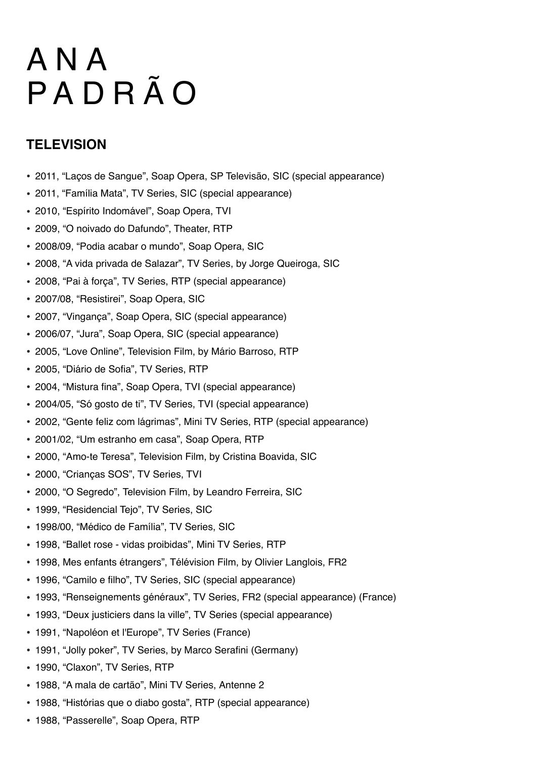# A N A P A D R Ã O

## TELEVISION

- 2011, “Laços de Sangue”, Soap Opera, SP Televisão, SIC (special appearance)
- 2011, “Família Mata”, TV Series, SIC (special appearance)
- 2010, “Espírito Indomável”, Soap Opera, TVI
- 2009, “O noivado do Dafundo”, Theater, RTP
- 2008/09, “Podia acabar o mundo”, Soap Opera, SIC
- 2008, “A vida privada de Salazar”, TV Series, by Jorge Queiroga, SIC
- 2008, “Pai à força”, TV Series, RTP (special appearance)
- 2007/08, “Resistirei”, Soap Opera, SIC
- 2007, “Vingança”, Soap Opera, SIC (special appearance)
- 2006/07, “Jura”, Soap Opera, SIC (special appearance)
- 2005, “Love Online”, Television Film, by Mário Barroso, RTP
- 2005, “Diário de Sofia”, TV Series, RTP
- 2004, “Mistura fina”, Soap Opera, TVI (special appearance)
- 2004/05, “Só gosto de ti”, TV Series, TVI (special appearance)
- 2002, “Gente feliz com lágrimas”, Mini TV Series, RTP (special appearance)
- 2001/02, “Um estranho em casa”, Soap Opera, RTP
- 2000, “Amo-te Teresa”, Television Film, by Cristina Boavida, SIC
- 2000, “Crianças SOS”, TV Series, TVI
- 2000, “O Segredo”, Television Film, by Leandro Ferreira, SIC
- 1999, “Residencial Tejo”, TV Series, SIC
- 1998/00, “Médico de Família”, TV Series, SIC
- 1998, “Ballet rose - vidas proibidas”, Mini TV Series, RTP
- 1998, Mes enfants étrangers”, Télévision Film, by Olivier Langlois, FR2
- 1996, “Camilo e filho”, TV Series, SIC (special appearance)
- 1993, “Renseignements généraux”, TV Series, FR2 (special appearance) (France)
- 1993, “Deux justiciers dans la ville”, TV Series (special appearance)
- 1991, “Napoléon et l'Europe”, TV Series (France)
- 1991, “Jolly poker”, TV Series, by Marco Serafini (Germany)
- 1990, “Claxon”, TV Series, RTP
- 1988, “A mala de cartão”, Mini TV Series, Antenne 2
- 1988, “Histórias que o diabo gosta”, RTP (special appearance)
- 1988, “Passerelle”, Soap Opera, RTP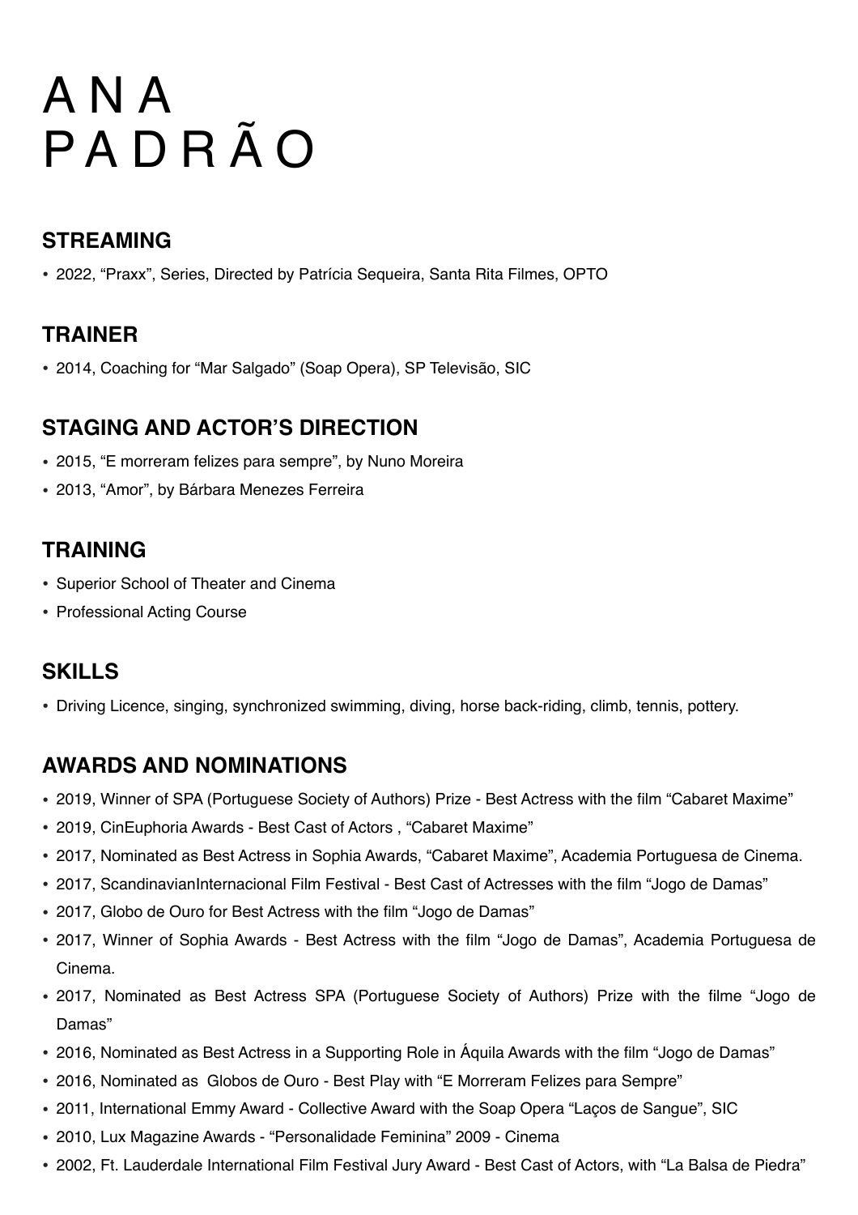# A N A P A D R Ã O

## STREAMING

- 2022, "Praxx", Series, Directed by Patrícia Sequeira, Santa Rita Filmes, OPTO

## TRAINER

- 2014, Coaching for "Mar Salgado" (Soap Opera), SP Televisão, SIC

## STAGING AND ACTOR'S DIRECTION

- 2015, "E morreram felizes para sempre", by Nuno Moreira
- 2013, "Amor", by Bárbara Menezes Ferreira

## TRAINING

- Superior School of Theater and Cinema
- Professional Acting Course

## SKILLS

- Driving Licence, singing, synchronized swimming, diving, horse back-riding, climb, tennis, pottery.

## AWARDS AND NOMINATIONS

- 2019, Winner of SPA (Portuguese Society of Authors) Prize - Best Actress with the film "Cabaret Maxime"
- 2019, CinEuphoria Awards - Best Cast of Actors , "Cabaret Maxime"
- 2017, Nominated as Best Actress in Sophia Awards, "Cabaret Maxime", Academia Portuguesa de Cinema.
- 2017, ScandinavianInternacional Film Festival - Best Cast of Actresses with the film "Jogo de Damas"
- 2017, Globo de Ouro for Best Actress with the film "Jogo de Damas"
- 2017, Winner of Sophia Awards - Best Actress with the film "Jogo de Damas", Academia Portuguesa de Cinema.
- 2017, Nominated as Best Actress SPA (Portuguese Society of Authors) Prize with the filme "Jogo de Damas"
- 2016, Nominated as Best Actress in a Supporting Role in Áquila Awards with the film "Jogo de Damas"
- 2016, Nominated as Globos de Ouro - Best Play with "E Morreram Felizes para Sempre"
- 2011, International Emmy Award - Collective Award with the Soap Opera "Laços de Sangue", SIC
- 2010, Lux Magazine Awards - "Personalidade Feminina" 2009 - Cinema
- 2002, Ft. Lauderdale International Film Festival Jury Award - Best Cast of Actors, with "La Balsa de Piedra"